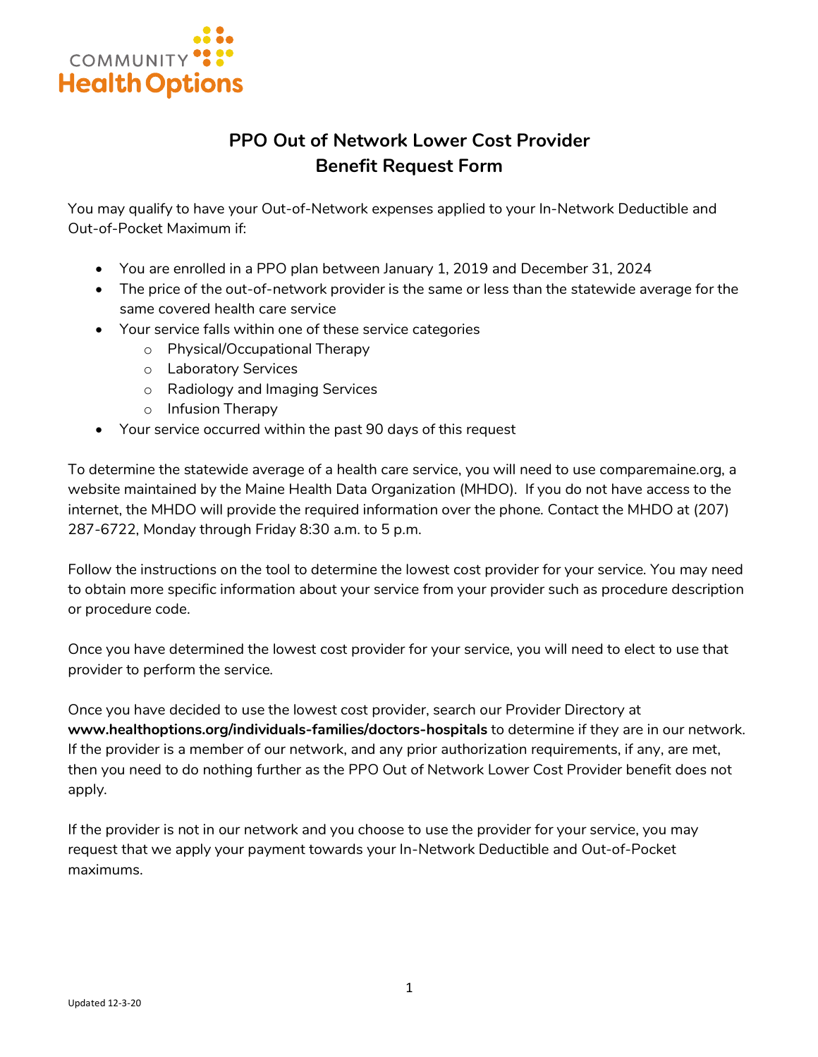COMMUNITY **Health Options**

# PPO Out of Network Lower Cost Provider Benefit Request Form

You may qualify to have your Out-of-Network expenses applied to your In-Network Deductible and Out-of-Pocket Maximum if:

- You are enrolled in a PPO plan between January 1, 2019 and December 31, 2024
- The price of the out-of-network provider is the same or less than the statewide average for the same covered health care service
- Your service falls within one of these service categories
  - Physical/Occupational Therapy
  - Laboratory Services
  - Radiology and Imaging Services
  - Infusion Therapy
- Your service occurred within the past 90 days of this request

To determine the statewide average of a health care service, you will need to use comparemaine.org, a website maintained by the Maine Health Data Organization (MHDO). If you do not have access to the internet, the MHDO will provide the required information over the phone. Contact the MHDO at (207) 287-6722, Monday through Friday 8:30 a.m. to 5 p.m.

Follow the instructions on the tool to determine the lowest cost provider for your service. You may need to obtain more specific information about your service from your provider such as procedure description or procedure code.

Once you have determined the lowest cost provider for your service, you will need to elect to use that provider to perform the service.

Once you have decided to use the lowest cost provider, search our Provider Directory at **www.healthoptions.org/individuals-families/doctors-hospitals** to determine if they are in our network. If the provider is a member of our network, and any prior authorization requirements, if any, are met, then you need to do nothing further as the PPO Out of Network Lower Cost Provider benefit does not apply.

If the provider is not in our network and you choose to use the provider for your service, you may request that we apply your payment towards your In-Network Deductible and Out-of-Pocket maximums.

Updated 12-3-20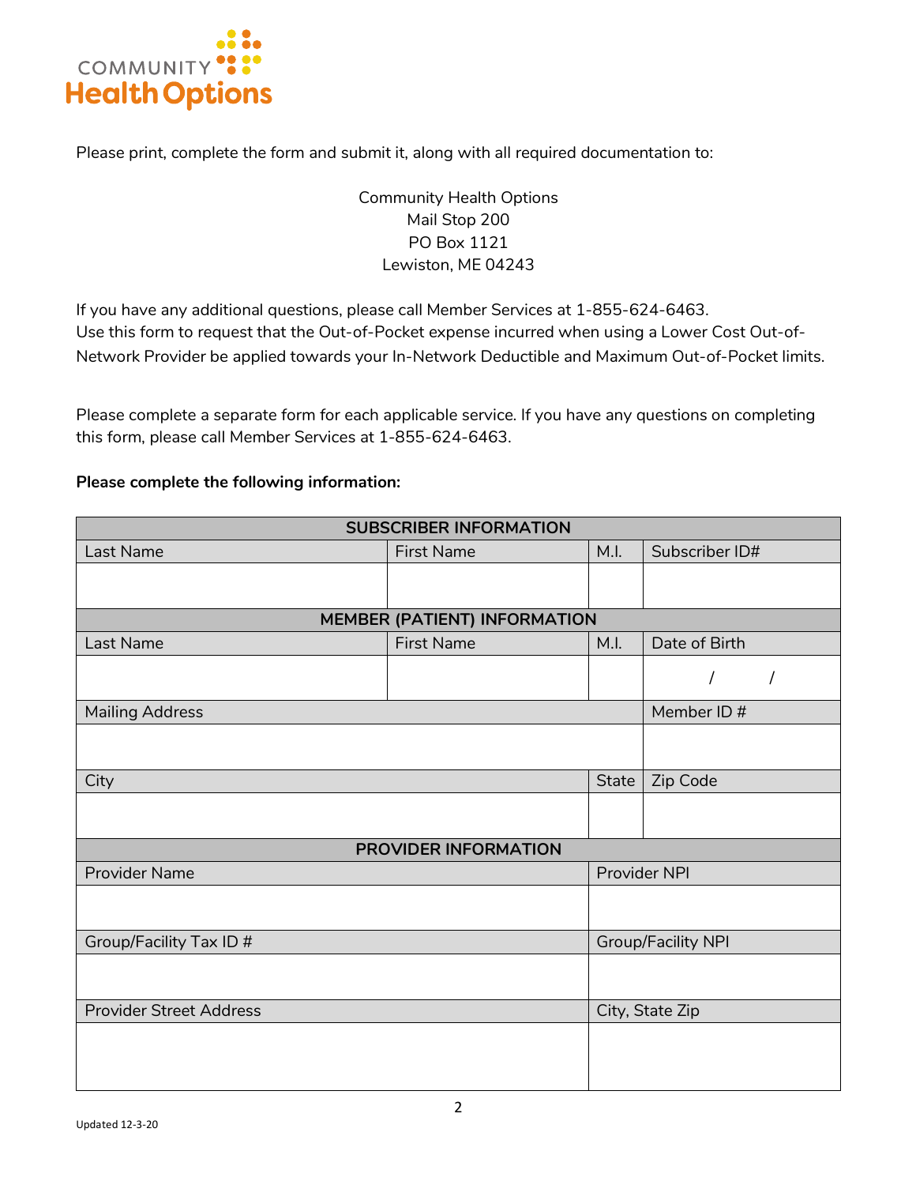COMMUNITY **Health Options**

Please print, complete the form and submit it, along with all required documentation to:

Community Health Options
Mail Stop 200
PO Box 1121
Lewiston, ME 04243

If you have any additional questions, please call Member Services at 1-855-624-6463.
Use this form to request that the Out-of-Pocket expense incurred when using a Lower Cost Out-of-Network Provider be applied towards your In-Network Deductible and Maximum Out-of-Pocket limits.

Please complete a separate form for each applicable service. If you have any questions on completing this form, please call Member Services at 1-855-624-6463.

**Please complete the following information:**

| **SUBSCRIBER INFORMATION** | | | |
|---|---|---|---|
| Last Name | First Name | M.I. | Subscriber ID# |
| | | | |
| **MEMBER (PATIENT) INFORMATION** | | | |
| Last Name | First Name | M.I. | Date of Birth |
| | | | / / |
| Mailing Address | | | Member ID # |
| | | | |
| City | | State | Zip Code |
| | | | |

| **PROVIDER INFORMATION** | |
|---|---|
| Provider Name | Provider NPI |
| | |
| Group/Facility Tax ID # | Group/Facility NPI |
| | |
| Provider Street Address | City, State Zip |
| | |

Updated 12-3-20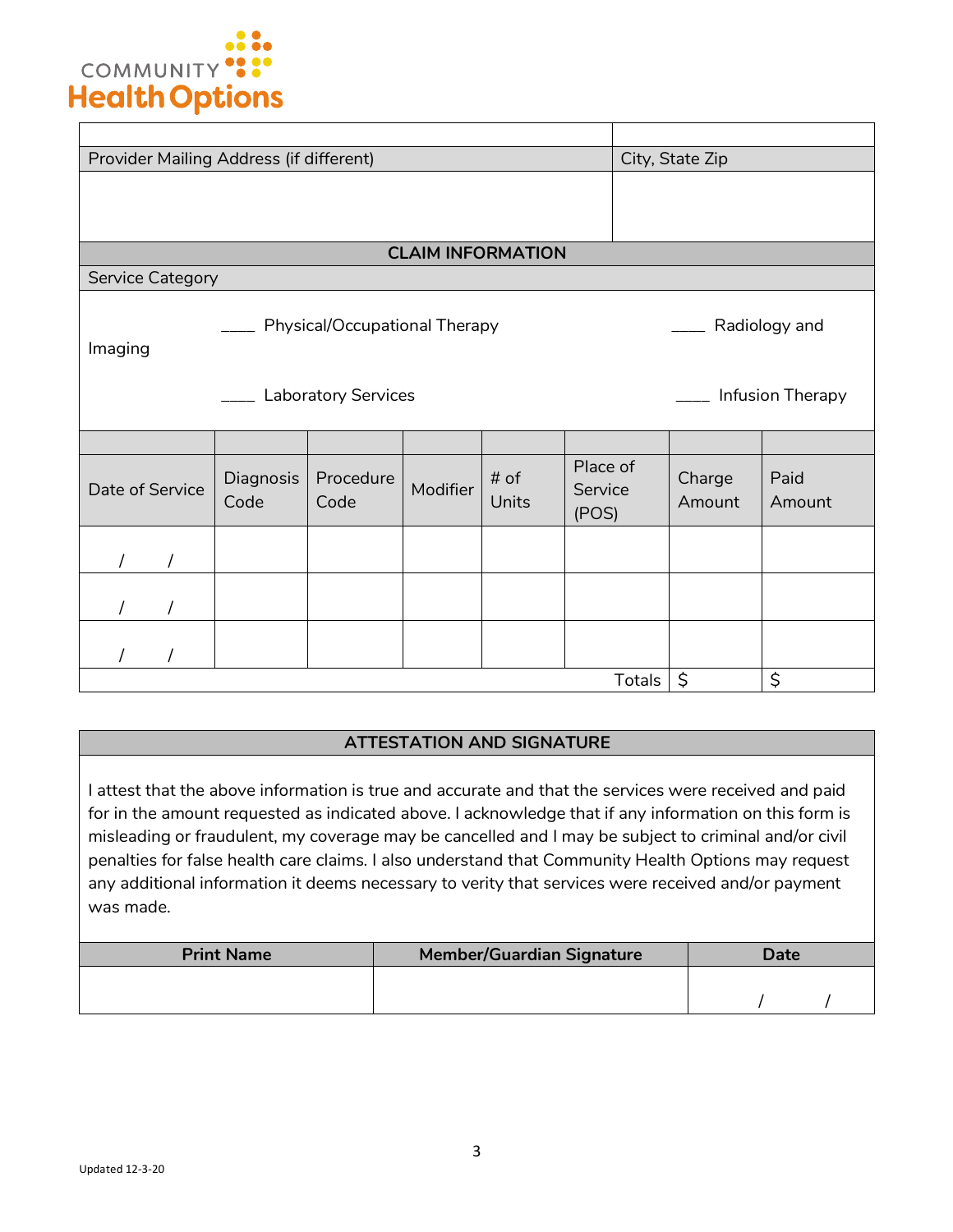**COMMUNITY Health Options**

| Provider Mailing Address (if different) | City, State Zip |
|---|---|
| | |

**CLAIM INFORMATION**

Service Category

____ Physical/Occupational Therapy ____ Radiology and Imaging

____ Laboratory Services ____ Infusion Therapy

| Date of Service | Diagnosis Code | Procedure Code | Modifier | # of Units | Place of Service (POS) | Charge Amount | Paid Amount |
|---|---|---|---|---|---|---|---|
| / / | | | | | | | |
| / / | | | | | | | |
| / / | | | | | | | |
| | | | | | Totals | $ | $ |

**ATTESTATION AND SIGNATURE**

I attest that the above information is true and accurate and that the services were received and paid for in the amount requested as indicated above. I acknowledge that if any information on this form is misleading or fraudulent, my coverage may be cancelled and I may be subject to criminal and/or civil penalties for false health care claims. I also understand that Community Health Options may request any additional information it deems necessary to verity that services were received and/or payment was made.

| Print Name | Member/Guardian Signature | Date |
|---|---|---|
| | | / / |

Updated 12-3-20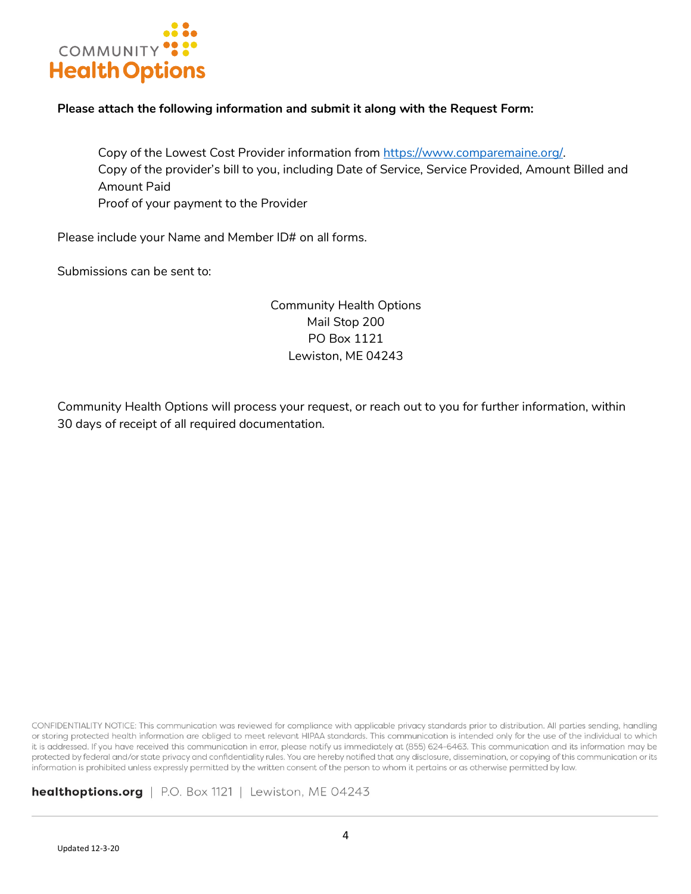**Please attach the following information and submit it along with the Request Form:**

- Copy of the Lowest Cost Provider information from https://www.comparemaine.org/.
- Copy of the provider's bill to you, including Date of Service, Service Provided, Amount Billed and Amount Paid
- Proof of your payment to the Provider

Please include your Name and Member ID# on all forms.

Submissions can be sent to:

Community Health Options
Mail Stop 200
PO Box 1121
Lewiston, ME 04243

Community Health Options will process your request, or reach out to you for further information, within 30 days of receipt of all required documentation.

CONFIDENTIALITY NOTICE: This communication was reviewed for compliance with applicable privacy standards prior to distribution. All parties sending, handling or storing protected health information are obliged to meet relevant HIPAA standards. This communication is intended only for the use of the individual to which it is addressed. If you have received this communication in error, please notify us immediately at (855) 624-6463. This communication and its information may be protected by federal and/or state privacy and confidentiality rules. You are hereby notified that any disclosure, dissemination, or copying of this communication or its information is prohibited unless expressly permitted by the written consent of the person to whom it pertains or as otherwise permitted by law.

**healthoptions.org** | P.O. Box 1121 | Lewiston, ME 04243

Updated 12-3-20